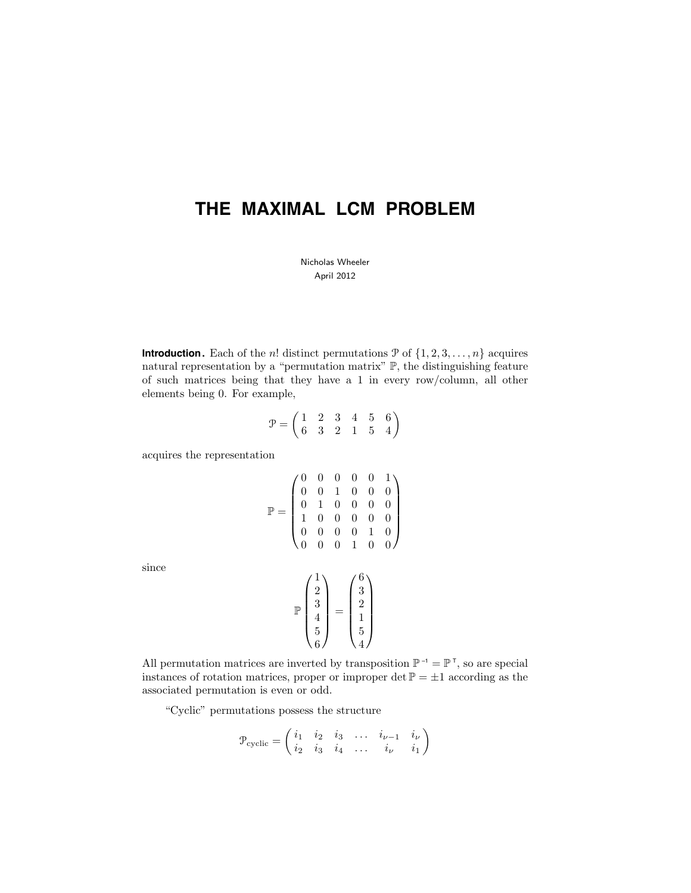# THE MAXIMAL LCM PROBLEM

Nicholas Wheeler
April 2012

**Introduction.** Each of the $n!$ distinct permutations $\mathcal{P}$ of $\{1, 2, 3, \ldots, n\}$ acquires natural representation by a "permutation matrix" $\mathbb{P}$, the distinguishing feature of such matrices being that they have a 1 in every row/column, all other elements being 0. For example,

$$\mathcal{P} = \begin{pmatrix} 1 & 2 & 3 & 4 & 5 & 6 \\ 6 & 3 & 2 & 1 & 5 & 4 \end{pmatrix}$$

acquires the representation

$$\mathbb{P} = \begin{pmatrix} 0 & 0 & 0 & 0 & 0 & 1 \\ 0 & 0 & 1 & 0 & 0 & 0 \\ 0 & 1 & 0 & 0 & 0 & 0 \\ 1 & 0 & 0 & 0 & 0 & 0 \\ 0 & 0 & 0 & 0 & 1 & 0 \\ 0 & 0 & 0 & 1 & 0 & 0 \end{pmatrix}$$

since

$$\mathbb{P} \begin{pmatrix} 1 \\ 2 \\ 3 \\ 4 \\ 5 \\ 6 \end{pmatrix} = \begin{pmatrix} 6 \\ 3 \\ 2 \\ 1 \\ 5 \\ 4 \end{pmatrix}$$

All permutation matrices are inverted by transposition $\mathbb{P}^{-1} = \mathbb{P}^{\mathsf{T}}$, so are special instances of rotation matrices, proper or improper $\det \mathbb{P} = \pm 1$ according as the associated permutation is even or odd.

"Cyclic" permutations possess the structure

$$\mathcal{P}_{\text{cyclic}} = \begin{pmatrix} i_1 & i_2 & i_3 & \ldots & i_{\nu-1} & i_\nu \\ i_2 & i_3 & i_4 & \ldots & i_\nu & i_1 \end{pmatrix}$$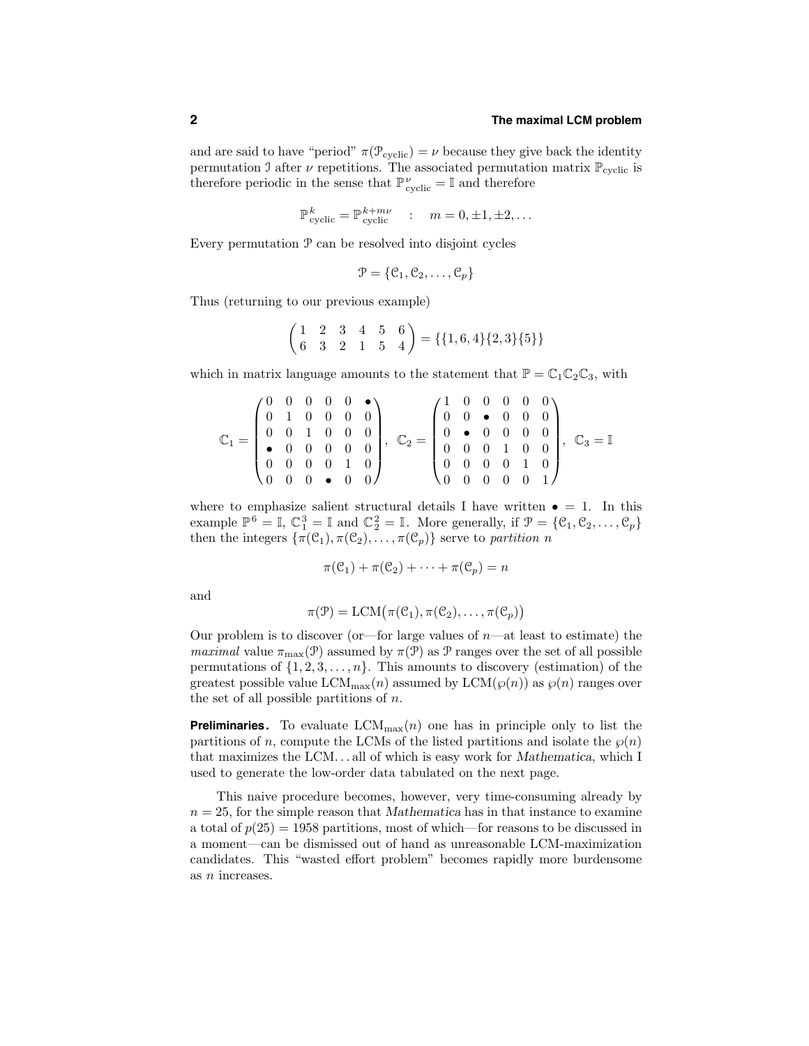and are said to have "period" $\pi(\mathcal{P}_{\text{cyclic}}) = \nu$ because they give back the identity permutation $\mathcal{I}$ after $\nu$ repetitions. The associated permutation matrix $\mathbb{P}_{\text{cyclic}}$ is therefore periodic in the sense that $\mathbb{P}_{\text{cyclic}}^{\nu} = \mathbb{I}$ and therefore

$$\mathbb{P}_{\text{cyclic}}^{k} = \mathbb{P}_{\text{cyclic}}^{k+m\nu} \quad : \quad m = 0, \pm1, \pm2, \ldots$$

Every permutation $\mathcal{P}$ can be resolved into disjoint cycles

$$\mathcal{P} = \{\mathcal{C}_1, \mathcal{C}_2, \ldots, \mathcal{C}_p\}$$

Thus (returning to our previous example)

$$\begin{pmatrix} 1 & 2 & 3 & 4 & 5 & 6 \\ 6 & 3 & 2 & 1 & 5 & 4 \end{pmatrix} = \{\{1,6,4\}\{2,3\}\{5\}\}$$

which in matrix language amounts to the statement that $\mathbb{P} = \mathbb{C}_1\mathbb{C}_2\mathbb{C}_3$, with

$$\mathbb{C}_1 = \begin{pmatrix} 0 & 0 & 0 & 0 & 0 & \bullet \\ 0 & 1 & 0 & 0 & 0 & 0 \\ 0 & 0 & 1 & 0 & 0 & 0 \\ \bullet & 0 & 0 & 0 & 0 & 0 \\ 0 & 0 & 0 & 0 & 1 & 0 \\ 0 & 0 & 0 & \bullet & 0 & 0 \end{pmatrix}, \quad \mathbb{C}_2 = \begin{pmatrix} 1 & 0 & 0 & 0 & 0 & 0 \\ 0 & 0 & \bullet & 0 & 0 & 0 \\ 0 & \bullet & 0 & 0 & 0 & 0 \\ 0 & 0 & 0 & 1 & 0 & 0 \\ 0 & 0 & 0 & 0 & 1 & 0 \\ 0 & 0 & 0 & 0 & 0 & 1 \end{pmatrix}, \quad \mathbb{C}_3 = \mathbb{I}$$

where to emphasize salient structural details I have written $\bullet = 1$. In this example $\mathbb{P}^6 = \mathbb{I}$, $\mathbb{C}_1^3 = \mathbb{I}$ and $\mathbb{C}_2^2 = \mathbb{I}$. More generally, if $\mathcal{P} = \{\mathcal{C}_1, \mathcal{C}_2, \ldots, \mathcal{C}_p\}$ then the integers $\{\pi(\mathcal{C}_1), \pi(\mathcal{C}_2), \ldots, \pi(\mathcal{C}_p)\}$ serve to *partition* $n$

$$\pi(\mathcal{C}_1) + \pi(\mathcal{C}_2) + \cdots + \pi(\mathcal{C}_p) = n$$

and

$$\pi(\mathcal{P}) = \text{LCM}\big(\pi(\mathcal{C}_1), \pi(\mathcal{C}_2), \ldots, \pi(\mathcal{C}_p)\big)$$

Our problem is to discover (or—for large values of $n$—at least to estimate) the *maximal* value $\pi_{\max}(\mathcal{P})$ assumed by $\pi(\mathcal{P})$ as $\mathcal{P}$ ranges over the set of all possible permutations of $\{1, 2, 3, \ldots, n\}$. This amounts to discovery (estimation) of the greatest possible value $\text{LCM}_{\max}(n)$ assumed by $\text{LCM}(\wp(n))$ as $\wp(n)$ ranges over the set of all possible partitions of $n$.

**Preliminaries.** To evaluate $\text{LCM}_{\max}(n)$ one has in principle only to list the partitions of $n$, compute the LCMs of the listed partitions and isolate the $\wp(n)$ that maximizes the LCM... all of which is easy work for *Mathematica*, which I used to generate the low-order data tabulated on the next page.

This naive procedure becomes, however, very time-consuming already by $n = 25$, for the simple reason that *Mathematica* has in that instance to examine a total of $p(25) = 1958$ partitions, most of which—for reasons to be discussed in a moment—can be dismissed out of hand as unreasonable LCM-maximization candidates. This "wasted effort problem" becomes rapidly more burdensome as $n$ increases.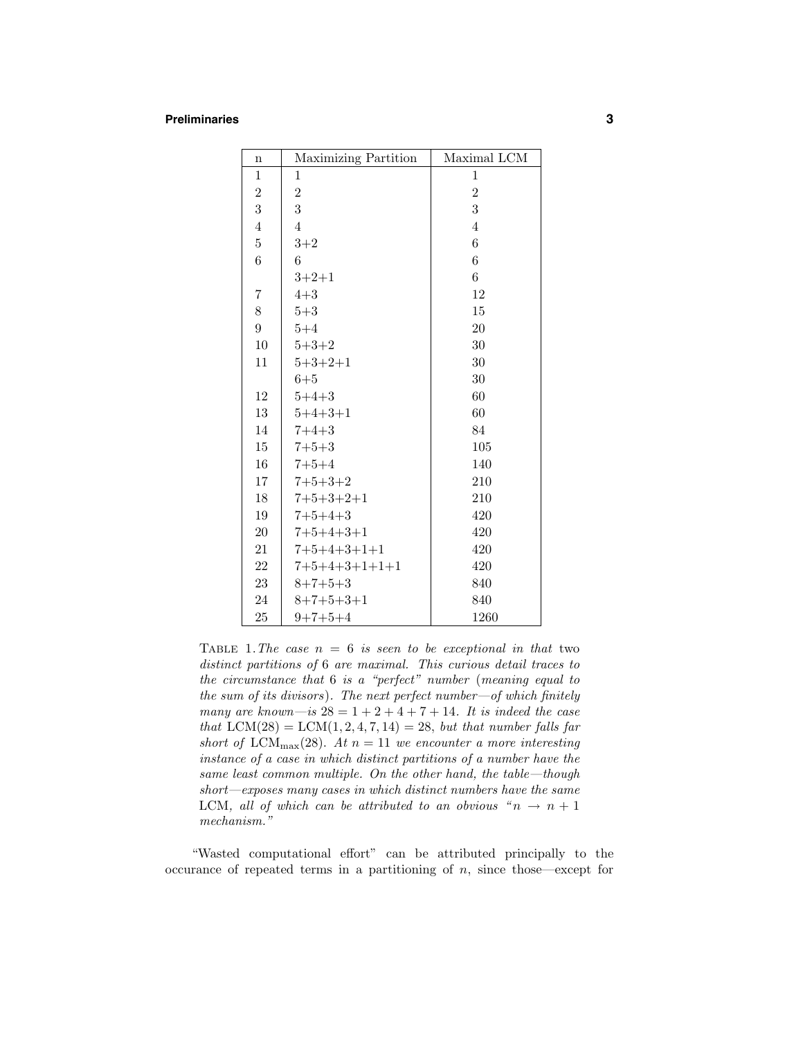| n | Maximizing Partition | Maximal LCM |
|---|---|---|
| 1 | 1 | 1 |
| 2 | 2 | 2 |
| 3 | 3 | 3 |
| 4 | 4 | 4 |
| 5 | 3+2 | 6 |
| 6 | 6 | 6 |
| | 3+2+1 | 6 |
| 7 | 4+3 | 12 |
| 8 | 5+3 | 15 |
| 9 | 5+4 | 20 |
| 10 | 5+3+2 | 30 |
| 11 | 5+3+2+1 | 30 |
| | 6+5 | 30 |
| 12 | 5+4+3 | 60 |
| 13 | 5+4+3+1 | 60 |
| 14 | 7+4+3 | 84 |
| 15 | 7+5+3 | 105 |
| 16 | 7+5+4 | 140 |
| 17 | 7+5+3+2 | 210 |
| 18 | 7+5+3+2+1 | 210 |
| 19 | 7+5+4+3 | 420 |
| 20 | 7+5+4+3+1 | 420 |
| 21 | 7+5+4+3+1+1 | 420 |
| 22 | 7+5+4+3+1+1+1 | 420 |
| 23 | 8+7+5+3 | 840 |
| 24 | 8+7+5+3+1 | 840 |
| 25 | 9+7+5+4 | 1260 |

TABLE 1. *The case $n = 6$ is seen to be exceptional in that* two *distinct partitions of* 6 *are maximal. This curious detail traces to the circumstance that* 6 *is a "perfect" number* (*meaning equal to the sum of its divisors*). *The next perfect number—of which finitely many are known—is $28 = 1 + 2 + 4 + 7 + 14$. It is indeed the case that $\text{LCM}(28) = \text{LCM}(1, 2, 4, 7, 14) = 28$, but that number falls far short of $\text{LCM}_{\text{max}}(28)$. At $n = 11$ we encounter a more interesting instance of a case in which distinct partitions of a number have the same least common multiple. On the other hand, the table—though short—exposes many cases in which distinct numbers have the same* LCM, *all of which can be attributed to an obvious "$n \rightarrow n + 1$ mechanism."*

"Wasted computational effort" can be attributed principally to the occurance of repeated terms in a partitioning of $n$, since those—except for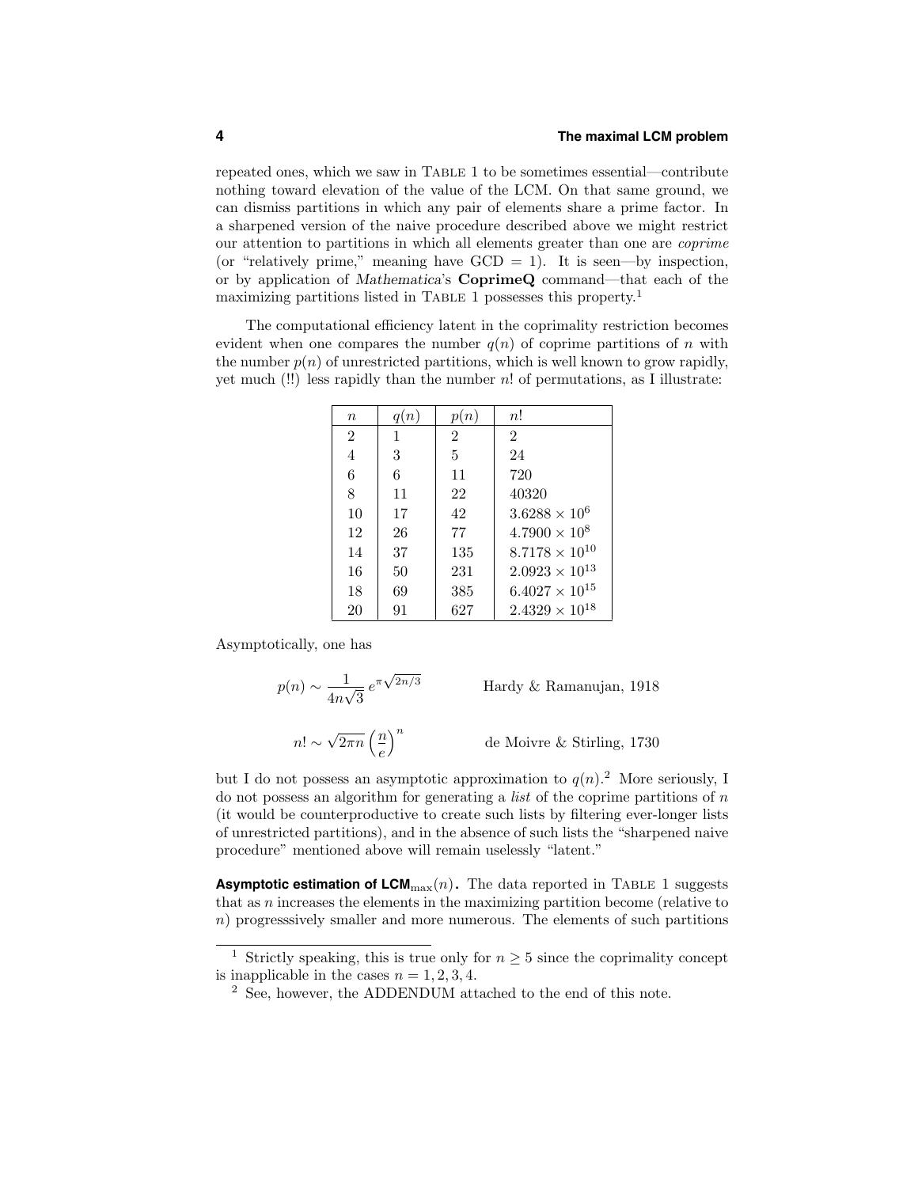repeated ones, which we saw in TABLE 1 to be sometimes essential—contribute nothing toward elevation of the value of the LCM. On that same ground, we can dismiss partitions in which any pair of elements share a prime factor. In a sharpened version of the naive procedure described above we might restrict our attention to partitions in which all elements greater than one are *coprime* (or "relatively prime," meaning have GCD = 1). It is seen—by inspection, or by application of *Mathematica*'s **CoprimeQ** command—that each of the maximizing partitions listed in TABLE 1 possesses this property.[1]

The computational efficiency latent in the coprimality restriction becomes evident when one compares the number $q(n)$ of coprime partitions of $n$ with the number $p(n)$ of unrestricted partitions, which is well known to grow rapidly, yet much (!!) less rapidly than the number $n!$ of permutations, as I illustrate:

| $n$ | $q(n)$ | $p(n)$ | $n!$ |
|---|---|---|---|
| 2 | 1 | 2 | 2 |
| 4 | 3 | 5 | 24 |
| 6 | 6 | 11 | 720 |
| 8 | 11 | 22 | 40320 |
| 10 | 17 | 42 | $3.6288 \times 10^{6}$ |
| 12 | 26 | 77 | $4.7900 \times 10^{8}$ |
| 14 | 37 | 135 | $8.7178 \times 10^{10}$ |
| 16 | 50 | 231 | $2.0923 \times 10^{13}$ |
| 18 | 69 | 385 | $6.4027 \times 10^{15}$ |
| 20 | 91 | 627 | $2.4329 \times 10^{18}$ |

Asymptotically, one has

$$p(n) \sim \frac{1}{4n\sqrt{3}}\, e^{\pi\sqrt{2n/3}} \qquad \text{Hardy \& Ramanujan, 1918}$$

$$n! \sim \sqrt{2\pi n}\left(\frac{n}{e}\right)^{n} \qquad \text{de Moivre \& Stirling, 1730}$$

but I do not possess an asymptotic approximation to $q(n)$.[2] More seriously, I do not possess an algorithm for generating a *list* of the coprime partitions of $n$ (it would be counterproductive to create such lists by filtering ever-longer lists of unrestricted partitions), and in the absence of such lists the "sharpened naive procedure" mentioned above will remain uselessly "latent."

**Asymptotic estimation of LCM**$_{\max}(n)$**.** The data reported in TABLE 1 suggests that as $n$ increases the elements in the maximizing partition become (relative to $n$) progresssively smaller and more numerous. The elements of such partitions

[1] Strictly speaking, this is true only for $n \geq 5$ since the coprimality concept is inapplicable in the cases $n = 1, 2, 3, 4$.

[2] See, however, the ADDENDUM attached to the end of this note.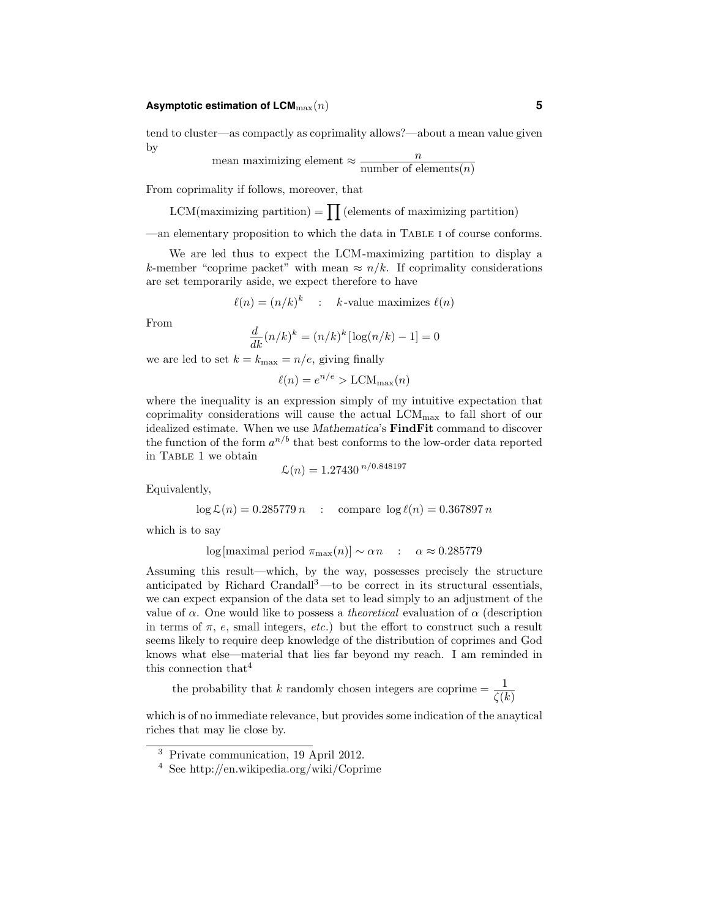tend to cluster—as compactly as coprimality allows?—about a mean value given by

$$\text{mean maximizing element} \approx \frac{n}{\text{number of elements}(n)}$$

From coprimality if follows, moreover, that

$$\text{LCM(maximizing partition)} = \prod \text{(elements of maximizing partition)}$$

—an elementary proposition to which the data in Table I of course conforms.

We are led thus to expect the LCM-maximizing partition to display a $k$-member "coprime packet" with mean $\approx n/k$. If coprimality considerations are set temporarily aside, we expect therefore to have

$$\ell(n) = (n/k)^k \quad : \quad k\text{-value maximizes } \ell(n)$$

From

$$\frac{d}{dk}(n/k)^k = (n/k)^k\left[\log(n/k) - 1\right] = 0$$

we are led to set $k = k_{\max} = n/e$, giving finally

$$\ell(n) = e^{n/e} > \text{LCM}_{\max}(n)$$

where the inequality is an expression simply of my intuitive expectation that coprimality considerations will cause the actual $\text{LCM}_{\max}$ to fall short of our idealized estimate. When we use *Mathematica*'s **FindFit** command to discover the function of the form $a^{n/b}$ that best conforms to the low-order data reported in Table 1 we obtain

$$\mathcal{L}(n) = 1.27430^{\,n/0.848197}$$

Equivalently,

$$\log \mathcal{L}(n) = 0.285779\, n \quad : \quad \text{compare } \log \ell(n) = 0.367897\, n$$

which is to say

$$\log[\text{maximal period } \pi_{\max}(n)] \sim \alpha n \quad : \quad \alpha \approx 0.285779$$

Assuming this result—which, by the way, possesses precisely the structure anticipated by Richard Crandall[3]—to be correct in its structural essentials, we can expect expansion of the data set to lead simply to an adjustment of the value of $\alpha$. One would like to possess a *theoretical* evaluation of $\alpha$ (description in terms of $\pi$, $e$, small integers, *etc.*) but the effort to construct such a result seems likely to require deep knowledge of the distribution of coprimes and God knows what else—material that lies far beyond my reach. I am reminded in this connection that[4]

$$\text{the probability that } k \text{ randomly chosen integers are coprime} = \frac{1}{\zeta(k)}$$

which is of no immediate relevance, but provides some indication of the anaytical riches that may lie close by.

---

[3] Private communication, 19 April 2012.

[4] See http://en.wikipedia.org/wiki/Coprime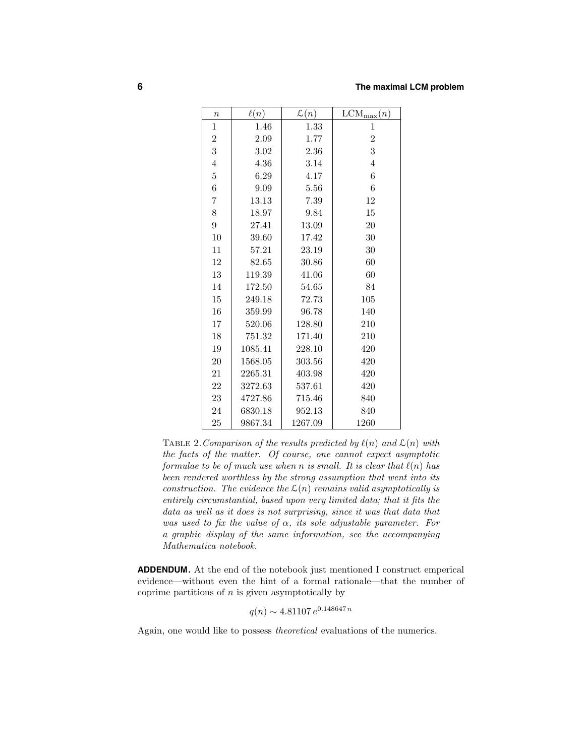| $n$ | $\ell(n)$ | $\mathfrak{L}(n)$ | $\text{LCM}_{\max}(n)$ |
|---|---|---|---|
| 1 | 1.46 | 1.33 | 1 |
| 2 | 2.09 | 1.77 | 2 |
| 3 | 3.02 | 2.36 | 3 |
| 4 | 4.36 | 3.14 | 4 |
| 5 | 6.29 | 4.17 | 6 |
| 6 | 9.09 | 5.56 | 6 |
| 7 | 13.13 | 7.39 | 12 |
| 8 | 18.97 | 9.84 | 15 |
| 9 | 27.41 | 13.09 | 20 |
| 10 | 39.60 | 17.42 | 30 |
| 11 | 57.21 | 23.19 | 30 |
| 12 | 82.65 | 30.86 | 60 |
| 13 | 119.39 | 41.06 | 60 |
| 14 | 172.50 | 54.65 | 84 |
| 15 | 249.18 | 72.73 | 105 |
| 16 | 359.99 | 96.78 | 140 |
| 17 | 520.06 | 128.80 | 210 |
| 18 | 751.32 | 171.40 | 210 |
| 19 | 1085.41 | 228.10 | 420 |
| 20 | 1568.05 | 303.56 | 420 |
| 21 | 2265.31 | 403.98 | 420 |
| 22 | 3272.63 | 537.61 | 420 |
| 23 | 4727.86 | 715.46 | 840 |
| 24 | 6830.18 | 952.13 | 840 |
| 25 | 9867.34 | 1267.09 | 1260 |

TABLE 2. *Comparison of the results predicted by $\ell(n)$ and $\mathfrak{L}(n)$ with the facts of the matter. Of course, one cannot expect asymptotic formulae to be of much use when n is small. It is clear that $\ell(n)$ has been rendered worthless by the strong assumption that went into its construction. The evidence the $\mathfrak{L}(n)$ remains valid asymptotically is entirely circumstantial, based upon very limited data; that it fits the data as well as it does is not surprising, since it was that data that was used to fix the value of $\alpha$, its sole adjustable parameter. For a graphic display of the same information, see the accompanying Mathematica notebook.*

**ADDENDUM.** At the end of the notebook just mentioned I construct emperical evidence—without even the hint of a formal rationale—that the number of coprime partitions of $n$ is given asymptotically by

$$q(n) \sim 4.81107\, e^{0.148647\, n}$$

Again, one would like to possess *theoretical* evaluations of the numerics.